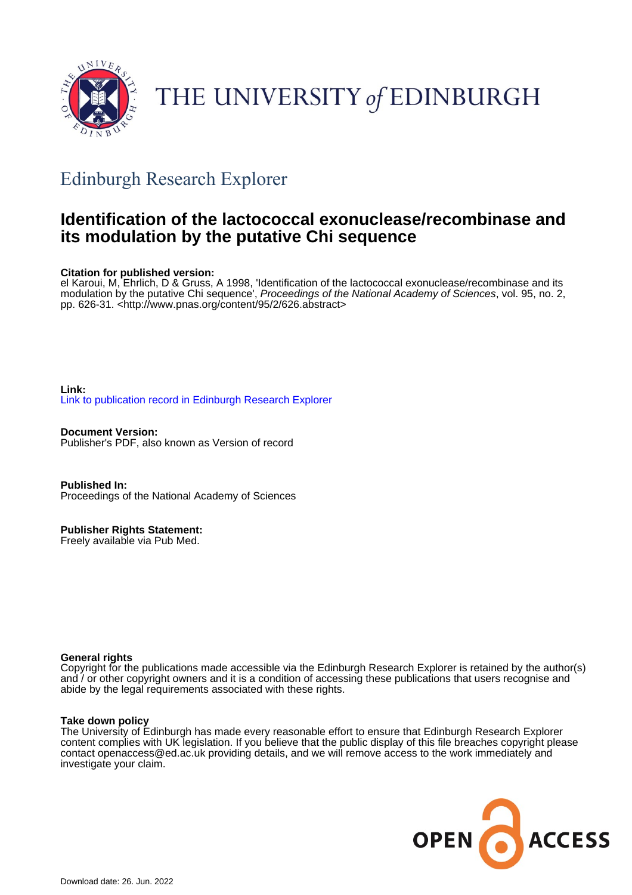# THE UNIVERSITY of EDINBURGH

## Edinburgh Research Explorer

# Identification of the lactococcal exonuclease/recombinase and its modulation by the putative Chi sequence

**Citation for published version:**
el Karoui, M, Ehrlich, D & Gruss, A 1998, 'Identification of the lactococcal exonuclease/recombinase and its modulation by the putative Chi sequence', *Proceedings of the National Academy of Sciences*, vol. 95, no. 2, pp. 626-31. <http://www.pnas.org/content/95/2/626.abstract>

**Link:**
Link to publication record in Edinburgh Research Explorer

**Document Version:**
Publisher's PDF, also known as Version of record

**Published In:**
Proceedings of the National Academy of Sciences

**Publisher Rights Statement:**
Freely available via Pub Med.

**General rights**
Copyright for the publications made accessible via the Edinburgh Research Explorer is retained by the author(s) and / or other copyright owners and it is a condition of accessing these publications that users recognise and abide by the legal requirements associated with these rights.

**Take down policy**
The University of Edinburgh has made every reasonable effort to ensure that Edinburgh Research Explorer content complies with UK legislation. If you believe that the public display of this file breaches copyright please contact openaccess@ed.ac.uk providing details, and we will remove access to the work immediately and investigate your claim.

OPEN ACCESS

Download date: 26. Jun. 2022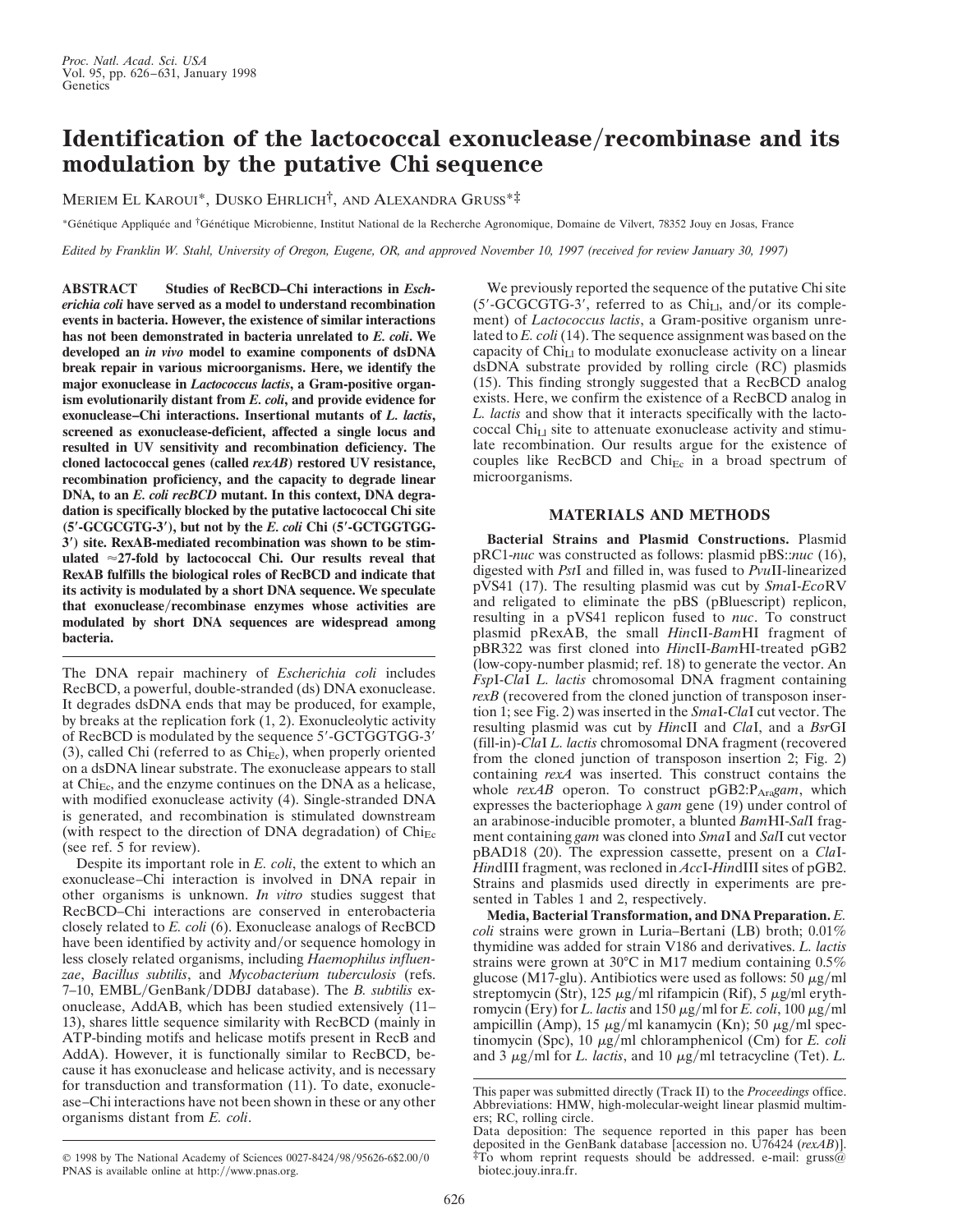# Identification of the lactococcal exonuclease/recombinase and its modulation by the putative Chi sequence

Meriem El Karoui*, Dusko Ehrlich†, and Alexandra Gruss*‡

*Génétique Appliquée and †Génétique Microbienne, Institut National de la Recherche Agronomique, Domaine de Vilvert, 78352 Jouy en Josas, France

*Edited by Franklin W. Stahl, University of Oregon, Eugene, OR, and approved November 10, 1997 (received for review January 30, 1997)*

**ABSTRACT** **Studies of RecBCD–Chi interactions in *Escherichia coli* have served as a model to understand recombination events in bacteria. However, the existence of similar interactions has not been demonstrated in bacteria unrelated to *E. coli*. We developed an *in vivo* model to examine components of dsDNA break repair in various microorganisms. Here, we identify the major exonuclease in *Lactococcus lactis*, a Gram-positive organism evolutionarily distant from *E. coli*, and provide evidence for exonuclease–Chi interactions. Insertional mutants of *L. lactis*, screened as exonuclease-deficient, affected a single locus and resulted in UV sensitivity and recombination deficiency. The cloned lactococcal genes (called *rexAB*) restored UV resistance, recombination proficiency, and the capacity to degrade linear DNA, to an *E. coli recBCD* mutant. In this context, DNA degradation is specifically blocked by the putative lactococcal Chi site (5′-GCGCGTG-3′), but not by the *E. coli* Chi (5′-GCTGGTGG-3′) site. RexAB-mediated recombination was shown to be stimulated ≈27-fold by lactococcal Chi. Our results reveal that RexAB fulfills the biological roles of RecBCD and indicate that its activity is modulated by a short DNA sequence. We speculate that exonuclease/recombinase enzymes whose activities are modulated by short DNA sequences are widespread among bacteria.**

The DNA repair machinery of *Escherichia coli* includes RecBCD, a powerful, double-stranded (ds) DNA exonuclease. It degrades dsDNA ends that may be produced, for example, by breaks at the replication fork (1, 2). Exonucleolytic activity of RecBCD is modulated by the sequence 5′-GCTGGTGG-3′ (3), called Chi (referred to as $Chi_{Ec}$), when properly oriented on a dsDNA linear substrate. The exonuclease appears to stall at $Chi_{Ec}$, and the enzyme continues on the DNA as a helicase, with modified exonuclease activity (4). Single-stranded DNA is generated, and recombination is stimulated downstream (with respect to the direction of DNA degradation) of $Chi_{Ec}$ (see ref. 5 for review).

Despite its important role in *E. coli*, the extent to which an exonuclease–Chi interaction is involved in DNA repair in other organisms is unknown. *In vitro* studies suggest that RecBCD–Chi interactions are conserved in enterobacteria closely related to *E. coli* (6). Exonuclease analogs of RecBCD have been identified by activity and/or sequence homology in less closely related organisms, including *Haemophilus influenzae*, *Bacillus subtilis*, and *Mycobacterium tuberculosis* (refs. 7–10, EMBL/GenBank/DDBJ database). The *B. subtilis* exonuclease, AddAB, which has been studied extensively (11–13), shares little sequence similarity with RecBCD (mainly in ATP-binding motifs and helicase motifs present in RecB and AddA). However, it is functionally similar to RecBCD, because it has exonuclease and helicase activity, and is necessary for transduction and transformation (11). To date, exonuclease–Chi interactions have not been shown in these or any other organisms distant from *E. coli*.

We previously reported the sequence of the putative Chi site (5′-GCGCGTG-3′, referred to as $Chi_{Ll}$, and/or its complement) of *Lactococcus lactis*, a Gram-positive organism unrelated to *E. coli* (14). The sequence assignment was based on the capacity of $Chi_{Ll}$ to modulate exonuclease activity on a linear dsDNA substrate provided by rolling circle (RC) plasmids (15). This finding strongly suggested that a RecBCD analog exists. Here, we confirm the existence of a RecBCD analog in *L. lactis* and show that it interacts specifically with the lactococcal $Chi_{Ll}$ site to attenuate exonuclease activity and stimulate recombination. Our results argue for the existence of couples like RecBCD and $Chi_{Ec}$ in a broad spectrum of microorganisms.

## MATERIALS AND METHODS

**Bacterial Strains and Plasmid Constructions.** Plasmid pRC1-*nuc* was constructed as follows: plasmid pBS::*nuc* (16), digested with *Pst*I and filled in, was fused to *Pvu*II-linearized pVS41 (17). The resulting plasmid was cut by *Sma*I-*Eco*RV and religated to eliminate the pBS (pBluescript) replicon, resulting in a pVS41 replicon fused to *nuc*. To construct plasmid pRexAB, the small *Hin*cII-*Bam*HI fragment of pBR322 was first cloned into *Hin*cII-*Bam*HI-treated pGB2 (low-copy-number plasmid; ref. 18) to generate the vector. An *Fsp*I-*Cla*I *L. lactis* chromosomal DNA fragment containing *rexB* (recovered from the cloned junction of transposon insertion 1; see Fig. 2) was inserted in the *Sma*I-*Cla*I cut vector. The resulting plasmid was cut by *Hin*cII and *Cla*I, and a *Bsr*GI (fill-in)-*Cla*I *L. lactis* chromosomal DNA fragment (recovered from the cloned junction of transposon insertion 2; Fig. 2) containing *rexA* was inserted. This construct contains the whole *rexAB* operon. To construct pGB2:$P_{Ara}$*gam*, which expresses the bacteriophage λ *gam* gene (19) under control of an arabinose-inducible promoter, a blunted *Bam*HI-*Sal*I fragment containing *gam* was cloned into *Sma*I and *Sal*I cut vector pBAD18 (20). The expression cassette, present on a *Cla*I-*Hin*dIII fragment, was recloned in *Acc*I-*Hin*dIII sites of pGB2. Strains and plasmids used directly in experiments are presented in Tables 1 and 2, respectively.

**Media, Bacterial Transformation, and DNA Preparation.** *E. coli* strains were grown in Luria–Bertani (LB) broth; 0.01% thymidine was added for strain V186 and derivatives. *L. lactis* strains were grown at 30°C in M17 medium containing 0.5% glucose (M17-glu). Antibiotics were used as follows: 50 μg/ml streptomycin (Str), 125 μg/ml rifampicin (Rif), 5 μg/ml erythromycin (Ery) for *L. lactis* and 150 μg/ml for *E. coli*, 100 μg/ml ampicillin (Amp), 15 μg/ml kanamycin (Kn); 50 μg/ml spectinomycin (Spc), 10 μg/ml chloramphenicol (Cm) for *E. coli* and 3 μg/ml for *L. lactis*, and 10 μg/ml tetracycline (Tet). *L.*

This paper was submitted directly (Track II) to the *Proceedings* office.
Abbreviations: HMW, high-molecular-weight linear plasmid multimers; RC, rolling circle.
Data deposition: The sequence reported in this paper has been deposited in the GenBank database [accession no. U76424 (*rexAB*)].
‡To whom reprint requests should be addressed. e-mail: gruss@biotec.jouy.inra.fr.

© 1998 by The National Academy of Sciences 0027-8424/98/95626-6$2.00/0
PNAS is available online at http://www.pnas.org.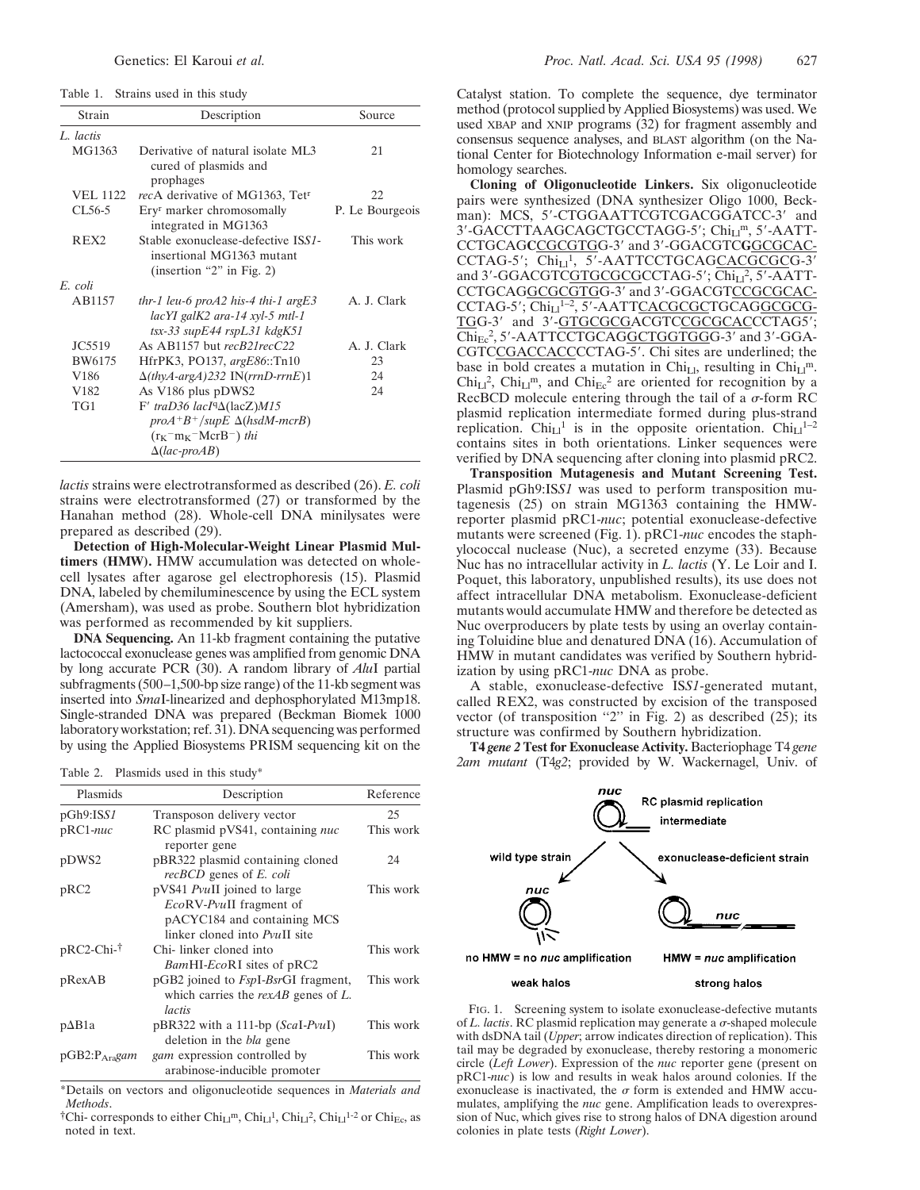Table 1. Strains used in this study

| Strain | Description | Source |
|---|---|---|
| *L. lactis* | | |
| MG1363 | Derivative of natural isolate ML3 cured of plasmids and prophages | 21 |
| VEL 1122 | *rec*A derivative of MG1363, Tet$^r$ | 22 |
| CL56-5 | Ery$^r$ marker chromosomally integrated in MG1363 | P. Le Bourgeois |
| REX2 | Stable exonuclease-defective IS*S1*-insertional MG1363 mutant (insertion "2" in Fig. 2) | This work |
| *E. coli* | | |
| AB1157 | *thr-1 leu-6 proA2 his-4 thi-1 argE3 lacYI galK2 ara-14 xyl-5 mtl-1 tsx-33 supE44 rspL31 kdgK51* | A. J. Clark |
| JC5519 | As AB1157 but *recB21recC22* | A. J. Clark |
| BW6175 | HfrPK3, PO137, *argE86*::Tn10 | 23 |
| V186 | Δ*(thyA-argA)232* IN*(rrnD-rrnE)*1 | 24 |
| V182 | As V186 plus pDWS2 | 24 |
| TG1 | F′ *traD36 lacI*$^q$Δ(*lacZ*)*M15 proA*$^+$*B*$^+$/*supE* Δ(*hsdM-mcrB*) ($r_K^- m_K^-$ McrB$^-$) *thi* Δ(*lac-proAB*) | |

*lactis* strains were electrotransformed as described (26). *E. coli* strains were electrotransformed (27) or transformed by the Hanahan method (28). Whole-cell DNA minilysates were prepared as described (29).

**Detection of High-Molecular-Weight Linear Plasmid Multimers (HMW).** HMW accumulation was detected on whole-cell lysates after agarose gel electrophoresis (15). Plasmid DNA, labeled by chemiluminescence by using the ECL system (Amersham), was used as probe. Southern blot hybridization was performed as recommended by kit suppliers.

**DNA Sequencing.** An 11-kb fragment containing the putative lactococcal exonuclease genes was amplified from genomic DNA by long accurate PCR (30). A random library of *Alu*I partial subfragments (500–1,500-bp size range) of the 11-kb segment was inserted into *Sma*I-linearized and dephosphorylated M13mp18. Single-stranded DNA was prepared (Beckman Biomek 1000 laboratory workstation; ref. 31). DNA sequencing was performed by using the Applied Biosystems PRISM sequencing kit on the

Table 2. Plasmids used in this study*

| Plasmids | Description | Reference |
|---|---|---|
| pGh9:IS*S1* | Transposon delivery vector | 25 |
| pRC1-*nuc* | RC plasmid pVS41, containing *nuc* reporter gene | This work |
| pDWS2 | pBR322 plasmid containing cloned *recBCD* genes of *E. coli* | 24 |
| pRC2 | pVS41 *Pvu*II joined to large *Eco*RV-*Pvu*II fragment of pACYC184 and containing MCS linker cloned into *Pvu*II site | This work |
| pRC2-Chi-† | Chi- linker cloned into *Bam*HI-*Eco*RI sites of pRC2 | This work |
| pRexAB | pGB2 joined to *Fsp*I-*Bsr*GI fragment, which carries the *rexAB* genes of *L. lactis* | This work |
| pΔB1a | pBR322 with a 111-bp (*Sca*I-*Pvu*I) deletion in the *bla* gene | This work |
| pGB2:P$_{Ara}$*gam* | *gam* expression controlled by arabinose-inducible promoter | This work |

*Details on vectors and oligonucleotide sequences in *Materials and Methods*.
†Chi- corresponds to either Chi$_{Ll}$$^m$, Chi$_{Ll}$$^1$, Chi$_{Ll}$$^2$, Chi$_{Ll}$$^{1\text{-}2}$ or Chi$_{Ec}$, as noted in text.

Catalyst station. To complete the sequence, dye terminator method (protocol supplied by Applied Biosystems) was used. We used XBAP and XNIP programs (32) for fragment assembly and consensus sequence analyses, and BLAST algorithm (on the National Center for Biotechnology Information e-mail server) for homology searches.

**Cloning of Oligonucleotide Linkers.** Six oligonucleotide pairs were synthesized (DNA synthesizer Oligo 1000, Beckman): MCS, 5′-CTGGAATTCGTCGACGGATCC-3′ and 3′-GACCTTAAGCAGCTGCCTAGG-5′; Chi$_{Ll}$$^m$, 5′-AATTCCTGCAG**C**CGCGTGG-3′ and 3′-GGACGTC**G**GCGCACCCTAG-5′; Chi$_{Ll}$$^1$, 5′-AATTCCTGCAGCACGCGCG-3′ and 3′-GGACGTCGTGCGCGCCTAG-5′; Chi$_{Ll}$$^2$, 5′-AATTCCTGCAGGCGCGTGG-3′ and 3′-GGACGTCCGCGCACCCTAG-5′; Chi$_{Ll}$$^{1\text{–}2}$, 5′-AATTCACGCGCTGCAGGCGCGTGG-3′ and 3′-GTGCGCGACGTCCGCGCACCCTAG5′; Chi$_{Ec}$$^2$, 5′-AATTCCTGCAGGCTGGTGG-3′ and 3′-GGACGTCCGACCACCCTAG-5′. Chi sites are underlined; the base in bold creates a mutation in Chi$_{Ll}$, resulting in Chi$_{Ll}$$^m$. Chi$_{Ll}$$^2$, Chi$_{Ll}$$^m$, and Chi$_{Ec}$$^2$ are oriented for recognition by a RecBCD molecule entering through the tail of a σ-form RC plasmid replication intermediate formed during plus-strand replication. Chi$_{Ll}$$^1$ is in the opposite orientation. Chi$_{Ll}$$^{1\text{–}2}$ contains sites in both orientations. Linker sequences were verified by DNA sequencing after cloning into plasmid pRC2.

**Transposition Mutagenesis and Mutant Screening Test.** Plasmid pGh9:IS*S1* was used to perform transposition mutagenesis (25) on strain MG1363 containing the HMW-reporter plasmid pRC1-*nuc*; potential exonuclease-defective mutants were screened (Fig. 1). pRC1-*nuc* encodes the staphylococcal nuclease (Nuc), a secreted enzyme (33). Because Nuc has no intracellular activity in *L. lactis* (Y. Le Loir and I. Poquet, this laboratory, unpublished results), its use does not affect intracellular DNA metabolism. Exonuclease-deficient mutants would accumulate HMW and therefore be detected as Nuc overproducers by plate tests by using an overlay containing Toluidine blue and denatured DNA (16). Accumulation of HMW in mutant candidates was verified by Southern hybridization by using pRC1-*nuc* DNA as probe.

A stable, exonuclease-defective IS*S1*-generated mutant, called REX2, was constructed by excision of the transposed vector (of transposition "2" in Fig. 2) as described (25); its structure was confirmed by Southern hybridization.

**T4 *gene 2* Test for Exonuclease Activity.** Bacteriophage T4 *gene 2am mutant* (T4*g2*; provided by W. Wackernagel, Univ. of

FIG. 1. Screening system to isolate exonuclease-defective mutants of *L. lactis*. RC plasmid replication may generate a σ-shaped molecule with dsDNA tail (*Upper*; arrow indicates direction of replication). This tail may be degraded by exonuclease, thereby restoring a monomeric circle (*Left Lower*). Expression of the *nuc* reporter gene (present on pRC1-*nuc*) is low and results in weak halos around colonies. If the exonuclease is inactivated, the σ form is extended and HMW accumulates, amplifying the *nuc* gene. Amplification leads to overexpression of Nuc, which gives rise to strong halos of DNA digestion around colonies in plate tests (*Right Lower*).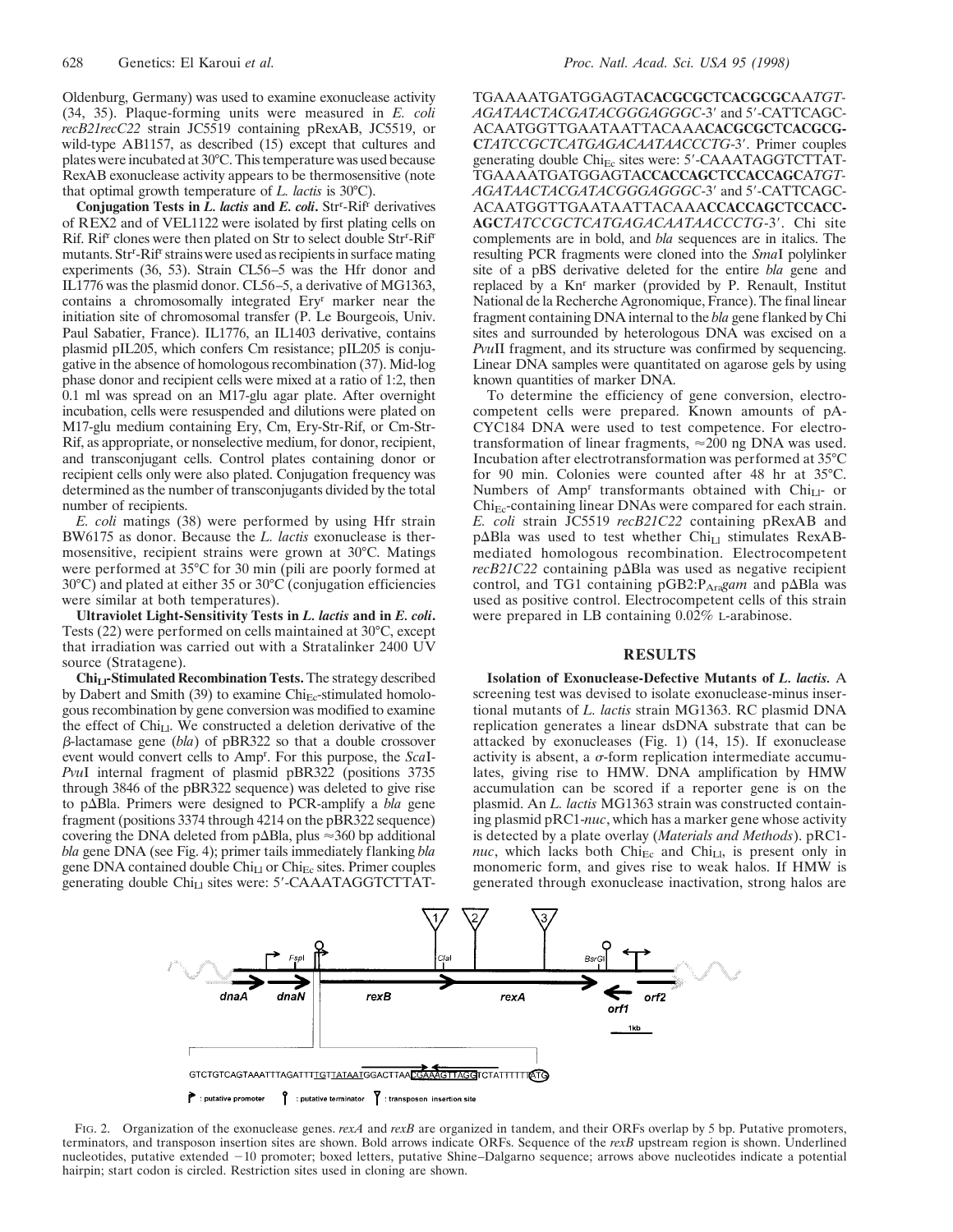Oldenburg, Germany) was used to examine exonuclease activity (34, 35). Plaque-forming units were measured in *E. coli recB21recC22* strain JC5519 containing pRexAB, JC5519, or wild-type AB1157, as described (15) except that cultures and plates were incubated at 30°C. This temperature was used because RexAB exonuclease activity appears to be thermosensitive (note that optimal growth temperature of *L. lactis* is 30°C).

**Conjugation Tests in *L. lactis* and *E. coli*.** Str$^r$-Rif$^r$ derivatives of REX2 and of VEL1122 were isolated by first plating cells on Rif. Rif$^r$ clones were then plated on Str to select double Str$^r$-Rif$^r$ mutants. Str$^r$-Rif$^r$ strains were used as recipients in surface mating experiments (36, 53). Strain CL56–5 was the Hfr donor and IL1776 was the plasmid donor. CL56–5, a derivative of MG1363, contains a chromosomally integrated Ery$^r$ marker near the initiation site of chromosomal transfer (P. Le Bourgeois, Univ. Paul Sabatier, France). IL1776, an IL1403 derivative, contains plasmid pIL205, which confers Cm resistance; pIL205 is conjugative in the absence of homologous recombination (37). Mid-log phase donor and recipient cells were mixed at a ratio of 1:2, then 0.1 ml was spread on an M17-glu agar plate. After overnight incubation, cells were resuspended and dilutions were plated on M17-glu medium containing Ery, Cm, Ery-Str-Rif, or Cm-Str-Rif, as appropriate, or nonselective medium, for donor, recipient, and transconjugant cells. Control plates containing donor or recipient cells only were also plated. Conjugation frequency was determined as the number of transconjugants divided by the total number of recipients.

*E. coli* matings (38) were performed by using Hfr strain BW6175 as donor. Because the *L. lactis* exonuclease is thermosensitive, recipient strains were grown at 30°C. Matings were performed at 35°C for 30 min (pili are poorly formed at 30°C) and plated at either 35 or 30°C (conjugation efficiencies were similar at both temperatures).

**Ultraviolet Light-Sensitivity Tests in *L. lactis* and in *E. coli*.** Tests (22) were performed on cells maintained at 30°C, except that irradiation was carried out with a Stratalinker 2400 UV source (Stratagene).

**Chi$_{Ll}$-Stimulated Recombination Tests.** The strategy described by Dabert and Smith (39) to examine Chi$_{Ec}$-stimulated homologous recombination by gene conversion was modified to examine the effect of Chi$_{Ll}$. We constructed a deletion derivative of the β-lactamase gene (*bla*) of pBR322 so that a double crossover event would convert cells to Amp$^r$. For this purpose, the *Sca*I-*Pvu*I internal fragment of plasmid pBR322 (positions 3735 through 3846 of the pBR322 sequence) was deleted to give rise to pΔBla. Primers were designed to PCR-amplify a *bla* gene fragment (positions 3374 through 4214 on the pBR322 sequence) covering the DNA deleted from pΔBla, plus ≈360 bp additional *bla* gene DNA (see Fig. 4); primer tails immediately flanking *bla* gene DNA contained double Chi$_{Ll}$ or Chi$_{Ec}$ sites. Primer couples generating double Chi$_{Ll}$ sites were: 5′-CAAATAGGTCTTATTGAAAATGATGGAGTA**CACGCGCTCACGCGC**AA*TGTAGATAACTACGATACGGGAGGGC*-3′ and 5′-CATTCAGCACAATGGTTGAATAATTACAAA**CACGCGCTCACGCGC***TATCCGCTCATGAGACAATAACCCTG*-3′. Primer couples generating double Chi$_{Ec}$ sites were: 5′-CAAATAGGTCTTATTGAAAATGATGGAGTA**CCACCAGCTCCACCAGC**A*TGTAGATAACTACGATACGGGAGGGC*-3′ and 5′-CATTCAGCACAATGGTTGAATAATTACAAA**CCACCAGCTCCACCAGC***TATCCGCTCATGAGACAATAACCCTG*-3′. Chi site complements are in bold, and *bla* sequences are in italics. The resulting PCR fragments were cloned into the *Sma*I polylinker site of a pBS derivative deleted for the entire *bla* gene and replaced by a Kn$^r$ marker (provided by P. Renault, Institut National de la Recherche Agronomique, France). The final linear fragment containing DNA internal to the *bla* gene flanked by Chi sites and surrounded by heterologous DNA was excised on a *Pvu*II fragment, and its structure was confirmed by sequencing. Linear DNA samples were quantitated on agarose gels by using known quantities of marker DNA.

To determine the efficiency of gene conversion, electrocompetent cells were prepared. Known amounts of pACYC184 DNA were used to test competence. For electrotransformation of linear fragments, ≈200 ng DNA was used. Incubation after electrotransformation was performed at 35°C for 90 min. Colonies were counted after 48 hr at 35°C. Numbers of Amp$^r$ transformants obtained with Chi$_{Ll}$- or Chi$_{Ec}$-containing linear DNAs were compared for each strain. *E. coli* strain JC5519 *recB21C22* containing pRexAB and pΔBla was used to test whether Chi$_{Ll}$ stimulates RexAB-mediated homologous recombination. Electrocompetent *recB21C22* containing pΔBla was used as negative recipient control, and TG1 containing pGB2:P$_{Ara}$*gam* and pΔBla was used as positive control. Electrocompetent cells of this strain were prepared in LB containing 0.02% L-arabinose.

## RESULTS

**Isolation of Exonuclease-Defective Mutants of *L. lactis*.** A screening test was devised to isolate exonuclease-minus insertional mutants of *L. lactis* strain MG1363. RC plasmid DNA replication generates a linear dsDNA substrate that can be attacked by exonucleases (Fig. 1) (14, 15). If exonuclease activity is absent, a σ-form replication intermediate accumulates, giving rise to HMW. DNA amplification by HMW accumulation can be scored if a reporter gene is on the plasmid. An *L. lactis* MG1363 strain was constructed containing plasmid pRC1-*nuc*, which has a marker gene whose activity is detected by a plate overlay (*Materials and Methods*). pRC1-*nuc*, which lacks both Chi$_{Ec}$ and Chi$_{Ll}$, is present only in monomeric form, and gives rise to weak halos. If HMW is generated through exonuclease inactivation, strong halos are

FIG. 2. Organization of the exonuclease genes. *rexA* and *rexB* are organized in tandem, and their ORFs overlap by 5 bp. Putative promoters, terminators, and transposon insertion sites are shown. Bold arrows indicate ORFs. Sequence of the *rexB* upstream region is shown. Underlined nucleotides, putative extended −10 promoter; boxed letters, putative Shine–Dalgarno sequence; arrows above nucleotides indicate a potential hairpin; start codon is circled. Restriction sites used in cloning are shown.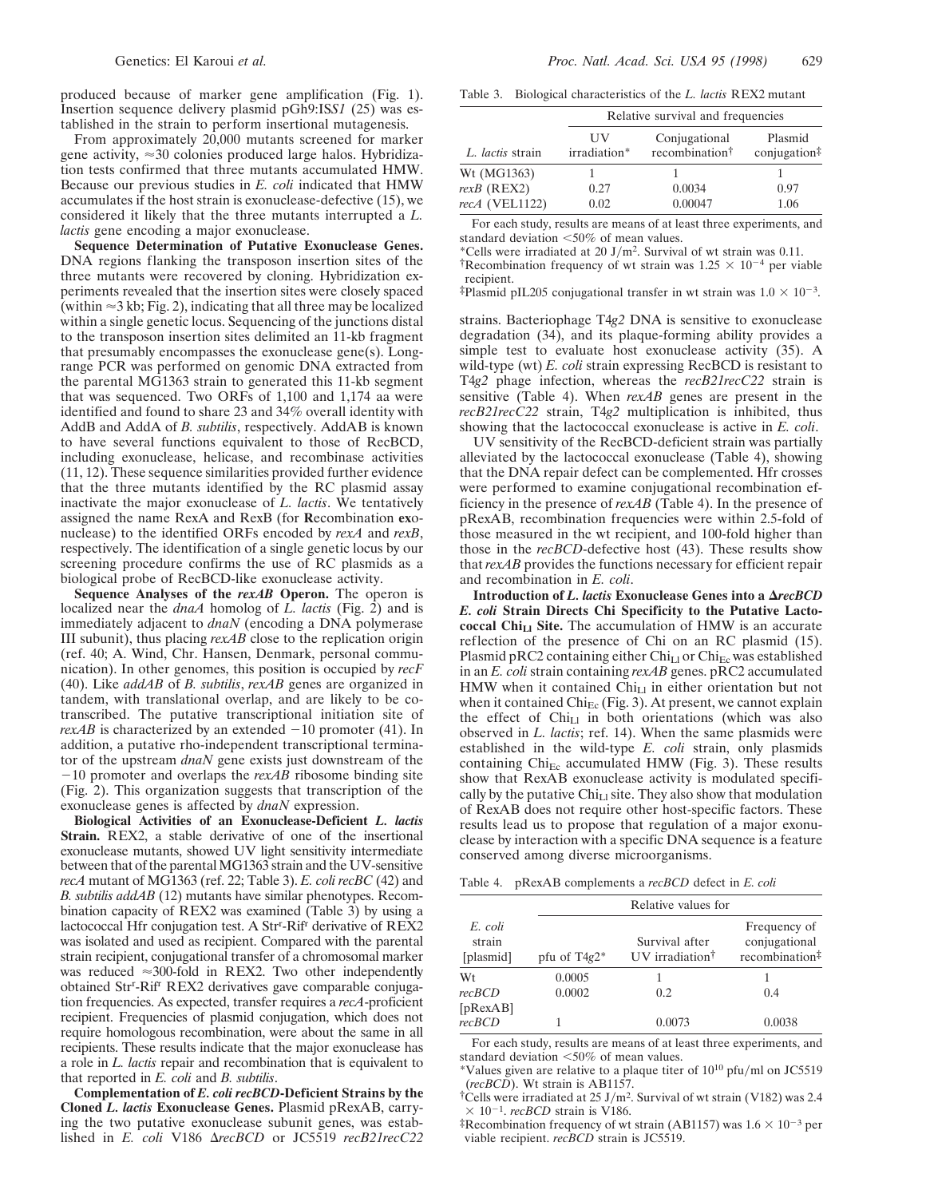produced because of marker gene amplification (Fig. 1). Insertion sequence delivery plasmid pGh9:IS*S1* (25) was established in the strain to perform insertional mutagenesis.

From approximately 20,000 mutants screened for marker gene activity, ≈30 colonies produced large halos. Hybridization tests confirmed that three mutants accumulated HMW. Because our previous studies in *E. coli* indicated that HMW accumulates if the host strain is exonuclease-defective (15), we considered it likely that the three mutants interrupted a *L. lactis* gene encoding a major exonuclease.

**Sequence Determination of Putative Exonuclease Genes.** DNA regions flanking the transposon insertion sites of the three mutants were recovered by cloning. Hybridization experiments revealed that the insertion sites were closely spaced (within ≈3 kb; Fig. 2), indicating that all three may be localized within a single genetic locus. Sequencing of the junctions distal to the transposon insertion sites delimited an 11-kb fragment that presumably encompasses the exonuclease gene(s). Long-range PCR was performed on genomic DNA extracted from the parental MG1363 strain to generated this 11-kb segment that was sequenced. Two ORFs of 1,100 and 1,174 aa were identified and found to share 23 and 34% overall identity with AddB and AddA of *B. subtilis*, respectively. AddAB is known to have several functions equivalent to those of RecBCD, including exonuclease, helicase, and recombinase activities (11, 12). These sequence similarities provided further evidence that the three mutants identified by the RC plasmid assay inactivate the major exonuclease of *L. lactis*. We tentatively assigned the name RexA and RexB (for **R**ecombination **ex**onuclease) to the identified ORFs encoded by *rexA* and *rexB*, respectively. The identification of a single genetic locus by our screening procedure confirms the use of RC plasmids as a biological probe of RecBCD-like exonuclease activity.

**Sequence Analyses of the *rexAB* Operon.** The operon is localized near the *dnaA* homolog of *L. lactis* (Fig. 2) and is immediately adjacent to *dnaN* (encoding a DNA polymerase III subunit), thus placing *rexAB* close to the replication origin (ref. 40; A. Wind, Chr. Hansen, Denmark, personal communication). In other genomes, this position is occupied by *recF* (40). Like *addAB* of *B. subtilis*, *rexAB* genes are organized in tandem, with translational overlap, and are likely to be cotranscribed. The putative transcriptional initiation site of *rexAB* is characterized by an extended −10 promoter (41). In addition, a putative rho-independent transcriptional terminator of the upstream *dnaN* gene exists just downstream of the −10 promoter and overlaps the *rexAB* ribosome binding site (Fig. 2). This organization suggests that transcription of the exonuclease genes is affected by *dnaN* expression.

**Biological Activities of an Exonuclease-Deficient *L. lactis* Strain.** REX2, a stable derivative of one of the insertional exonuclease mutants, showed UV light sensitivity intermediate between that of the parental MG1363 strain and the UV-sensitive *recA* mutant of MG1363 (ref. 22; Table 3). *E. coli recBC* (42) and *B. subtilis addAB* (12) mutants have similar phenotypes. Recombination capacity of REX2 was examined (Table 3) by using a lactococcal Hfr conjugation test. A Str[r]-Rif[r] derivative of REX2 was isolated and used as recipient. Compared with the parental strain recipient, conjugational transfer of a chromosomal marker was reduced ≈300-fold in REX2. Two other independently obtained Str[r]-Rif[r] REX2 derivatives gave comparable conjugation frequencies. As expected, transfer requires a *recA*-proficient recipient. Frequencies of plasmid conjugation, which does not require homologous recombination, were about the same in all recipients. These results indicate that the major exonuclease has a role in *L. lactis* repair and recombination that is equivalent to that reported in *E. coli* and *B. subtilis*.

**Complementation of *E. coli recBCD*-Deficient Strains by the Cloned *L. lactis* Exonuclease Genes.** Plasmid pRexAB, carrying the two putative exonuclease subunit genes, was established in *E. coli* V186 Δ*recBCD* or JC5519 *recB21recC22* strains. Bacteriophage T4*g2* DNA is sensitive to exonuclease degradation (34), and its plaque-forming ability provides a simple test to evaluate host exonuclease activity (35). A wild-type (wt) *E. coli* strain expressing RecBCD is resistant to T4*g2* phage infection, whereas the *recB21recC22* strain is sensitive (Table 4). When *rexAB* genes are present in the *recB21recC22* strain, T4*g2* multiplication is inhibited, thus showing that the lactococcal exonuclease is active in *E. coli*.

UV sensitivity of the RecBCD-deficient strain was partially alleviated by the lactococcal exonuclease (Table 4), showing that the DNA repair defect can be complemented. Hfr crosses were performed to examine conjugational recombination efficiency in the presence of *rexAB* (Table 4). In the presence of pRexAB, recombination frequencies were within 2.5-fold of those measured in the wt recipient, and 100-fold higher than those in the *recBCD*-defective host (43). These results show that *rexAB* provides the functions necessary for efficient repair and recombination in *E. coli*.

**Introduction of *L. lactis* Exonuclease Genes into a Δ*recBCD* *E. coli* Strain Directs Chi Specificity to the Putative Lactococcal $Chi_{Ll}$ Site.** The accumulation of HMW is an accurate reflection of the presence of Chi on an RC plasmid (15). Plasmid pRC2 containing either $Chi_{Ll}$ or $Chi_{Ec}$ was established in an *E. coli* strain containing *rexAB* genes. pRC2 accumulated HMW when it contained $Chi_{Ll}$ in either orientation but not when it contained $Chi_{Ec}$ (Fig. 3). At present, we cannot explain the effect of $Chi_{Ll}$ in both orientations (which was also observed in *L. lactis*; ref. 14). When the same plasmids were established in the wild-type *E. coli* strain, only plasmids containing $Chi_{Ec}$ accumulated HMW (Fig. 3). These results show that RexAB exonuclease activity is modulated specifically by the putative $Chi_{Ll}$ site. They also show that modulation of RexAB does not require other host-specific factors. These results lead us to propose that regulation of a major exonuclease by interaction with a specific DNA sequence is a feature conserved among diverse microorganisms.

Table 3. Biological characteristics of the *L. lactis* REX2 mutant

| | Relative survival and frequencies | | |
|---|---|---|---|
| *L. lactis* strain | UV irradiation* | Conjugational recombination† | Plasmid conjugation‡ |
| Wt (MG1363) | 1 | 1 | 1 |
| *rexB* (REX2) | 0.27 | 0.0034 | 0.97 |
| *recA* (VEL1122) | 0.02 | 0.00047 | 1.06 |

For each study, results are means of at least three experiments, and standard deviation <50% of mean values.

*Cells were irradiated at 20 J/m². Survival of wt strain was 0.11.

†Recombination frequency of wt strain was $1.25 \times 10^{-4}$ per viable recipient.

‡Plasmid pIL205 conjugational transfer in wt strain was $1.0 \times 10^{-3}$.

Table 4. pRexAB complements a *recBCD* defect in *E. coli*

| | Relative values for | | |
|---|---|---|---|
| *E. coli* strain [plasmid] | pfu of T4*g2** | Survival after UV irradiation† | Frequency of conjugational recombination‡ |
| Wt | 0.0005 | 1 | 1 |
| *recBCD* | 0.0002 | 0.2 | 0.4 |
| [pRexAB] *recBCD* | 1 | 0.0073 | 0.0038 |

For each study, results are means of at least three experiments, and standard deviation <50% of mean values.

*Values given are relative to a plaque titer of $10^{10}$ pfu/ml on JC5519 (*recBCD*). Wt strain is AB1157.

†Cells were irradiated at 25 J/m². Survival of wt strain (V182) was $2.4 \times 10^{-1}$. *recBCD* strain is V186.

‡Recombination frequency of wt strain (AB1157) was $1.6 \times 10^{-3}$ per viable recipient. *recBCD* strain is JC5519.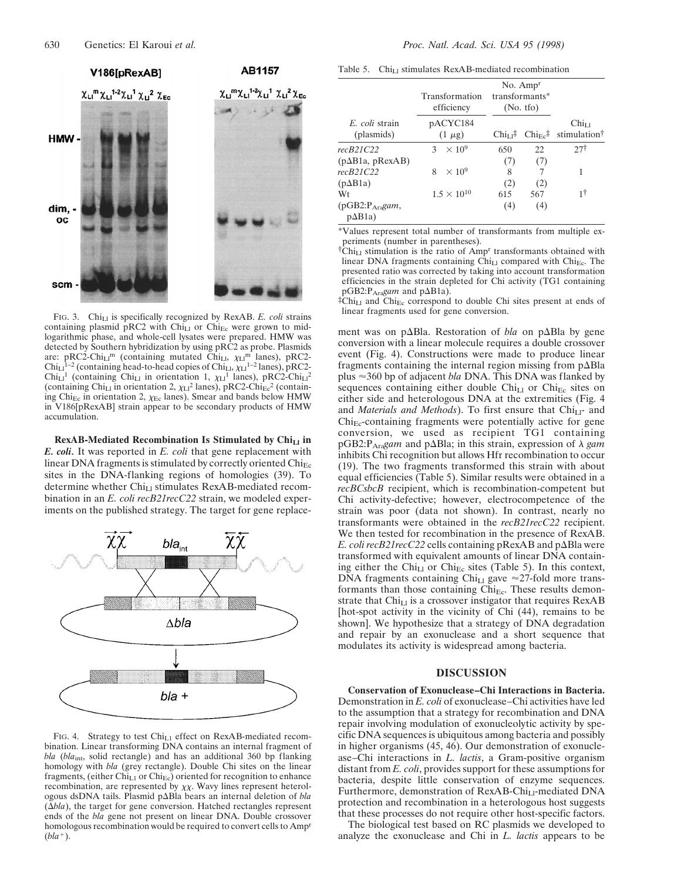FIG. 3. $Chi_{Ll}$ is specifically recognized by RexAB. *E. coli* strains containing plasmid pRC2 with $Chi_{Ll}$ or $Chi_{Ec}$ were grown to mid-logarithmic phase, and whole-cell lysates were prepared. HMW was detected by Southern hybridization by using pRC2 as probe. Plasmids are: pRC2-$Chi_{Ll}^{m}$ (containing mutated $Chi_{Ll}$, $\chi_{Ll}^{m}$ lanes), pRC2-$Chi_{Ll}^{1-2}$ (containing head-to-head copies of $Chi_{Ll}$, $\chi_{Ll}^{1-2}$ lanes), pRC2-$Chi_{Ll}^{1}$ (containing $Chi_{Ll}$ in orientation 1, $\chi_{Ll}^{1}$ lanes), pRC2-$Chi_{Ll}^{2}$ (containing $Chi_{Ll}$ in orientation 2, $\chi_{Ll}^{2}$ lanes), pRC2-$Chi_{Ec}^{2}$ (containing $Chi_{Ec}$ in orientation 2, $\chi_{Ec}$ lanes). Smear and bands below HMW in V186[pRexAB] strain appear to be secondary products of HMW accumulation.

**RexAB-Mediated Recombination Is Stimulated by $Chi_{Ll}$ in *E. coli*.** It was reported in *E. coli* that gene replacement with linear DNA fragments is stimulated by correctly oriented $Chi_{Ec}$ sites in the DNA-flanking regions of homologies (39). To determine whether $Chi_{Ll}$ stimulates RexAB-mediated recombination in an *E. coli recB21recC22* strain, we modeled experiments on the published strategy. The target for gene replacement was on pΔBla. Restoration of *bla* on pΔBla by gene conversion with a linear molecule requires a double crossover event (Fig. 4). Constructions were made to produce linear fragments containing the internal region missing from pΔBla plus ≈360 bp of adjacent *bla* DNA. This DNA was flanked by sequences containing either double $Chi_{Ll}$ or $Chi_{Ec}$ sites on either side and heterologous DNA at the extremities (Fig. 4 and *Materials and Methods*). To first ensure that $Chi_{Ll}$- and $Chi_{Ec}$-containing fragments were potentially active for gene conversion, we used as recipient TG1 containing pGB2:$P_{Ara}$*gam* and pΔBla; in this strain, expression of λ *gam* inhibits Chi recognition but allows Hfr recombination to occur (19). The two fragments transformed this strain with about equal efficiencies (Table 5). Similar results were obtained in a *recBCsbcB* recipient, which is recombination-competent but Chi activity-defective; however, electrocompetence of the strain was poor (data not shown). In contrast, nearly no transformants were obtained in the *recB21recC22* recipient. We then tested for recombination in the presence of RexAB. *E. coli recB21recC22* cells containing pRexAB and pΔBla were transformed with equivalent amounts of linear DNA containing either the $Chi_{Ll}$ or $Chi_{Ec}$ sites (Table 5). In this context, DNA fragments containing $Chi_{Ll}$ gave ≈27-fold more transformants than those containing $Chi_{Ec}$. These results demonstrate that $Chi_{Ll}$ is a crossover instigator that requires RexAB [hot-spot activity in the vicinity of Chi (44), remains to be shown]. We hypothesize that a strategy of DNA degradation and repair by an exonuclease and a short sequence that modulates its activity is widespread among bacteria.

FIG. 4. Strategy to test $Chi_{Ll}$ effect on RexAB-mediated recombination. Linear transforming DNA contains an internal fragment of *bla* ($bla_{int}$, solid rectangle) and has an additional 360 bp flanking homology with *bla* (grey rectangle). Double Chi sites on the linear fragments, (either $Chi_{Ll}$ or $Chi_{Ec}$) oriented for recognition to enhance recombination, are represented by χχ. Wavy lines represent heterologous dsDNA tails. Plasmid pΔBla bears an internal deletion of *bla* (Δ*bla*), the target for gene conversion. Hatched rectangles represent ends of the *bla* gene not present on linear DNA. Double crossover homologous recombination would be required to convert cells to $Amp^{r}$ ($bla^{+}$).

Table 5. $Chi_{Ll}$ stimulates RexAB-mediated recombination

| *E. coli* strain (plasmids) | Transformation efficiency pACYC184 (1 μg) | No. $Amp^{r}$ transformants* (No. tfo) $Chi_{Ll}$‡ | $Chi_{Ec}$‡ | $Chi_{Ll}$ stimulation† |
|---|---|---|---|---|
| *recB21C22* (pΔB1a, pRexAB) | $3 \times 10^{9}$ | 650 (7) | 22 (7) | 27† |
| *recB21C22* (pΔB1a) | $8 \times 10^{9}$ | 8 (2) | 7 (2) | 1 |
| Wt (pGB2:$P_{Ara}$*gam*, pΔB1a) | $1.5 \times 10^{10}$ | 615 (4) | 567 (4) | 1† |

*Values represent total number of transformants from multiple experiments (number in parentheses).
†$Chi_{Ll}$ stimulation is the ratio of $Amp^{r}$ transformants obtained with linear DNA fragments containing $Chi_{Ll}$ compared with $Chi_{Ec}$. The presented ratio was corrected by taking into account transformation efficiencies in the strain depleted for Chi activity (TG1 containing pGB2:$P_{Ara}$*gam* and pΔB1a).
‡$Chi_{Ll}$ and $Chi_{Ec}$ correspond to double Chi sites present at ends of linear fragments used for gene conversion.

## DISCUSSION

**Conservation of Exonuclease–Chi Interactions in Bacteria.** Demonstration in *E. coli* of exonuclease–Chi activities have led to the assumption that a strategy for recombination and DNA repair involving modulation of exonucleolytic activity by specific DNA sequences is ubiquitous among bacteria and possibly in higher organisms (45, 46). Our demonstration of exonuclease–Chi interactions in *L. lactis*, a Gram-positive organism distant from *E. coli*, provides support for these assumptions for bacteria, despite little conservation of enzyme sequences. Furthermore, demonstration of RexAB-$Chi_{Ll}$-mediated DNA protection and recombination in a heterologous host suggests that these processes do not require other host-specific factors.

The biological test based on RC plasmids we developed to analyze the exonuclease and Chi in *L. lactis* appears to be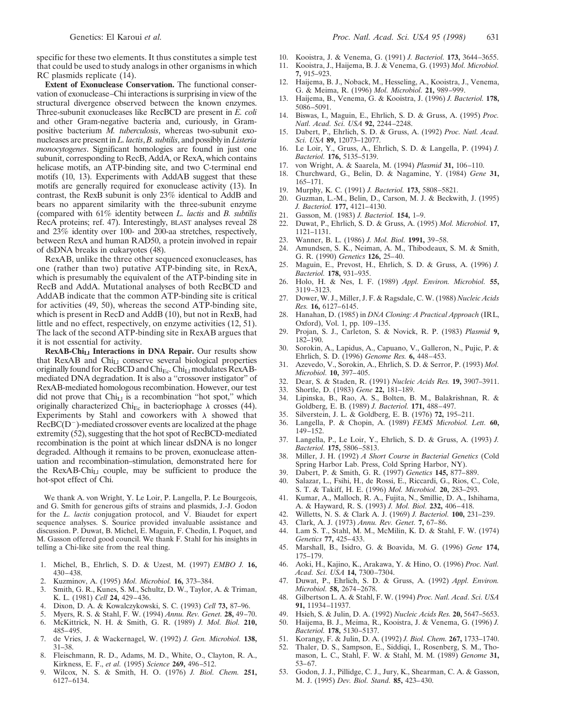specific for these two elements. It thus constitutes a simple test that could be used to study analogs in other organisms in which RC plasmids replicate (14).

**Extent of Exonuclease Conservation.** The functional conservation of exonuclease–Chi interactions is surprising in view of the structural divergence observed between the known enzymes. Three-subunit exonucleases like RecBCD are present in *E. coli* and other Gram-negative bacteria and, curiously, in Gram-positive bacterium *M. tuberculosis*, whereas two-subunit exonucleases are present in *L. lactis*, *B. subtilis*, and possibly in *Listeria monocytogenes*. Significant homologies are found in just one subunit, corresponding to RecB, AddA, or RexA, which contains helicase motifs, an ATP-binding site, and two C-terminal end motifs (10, 13). Experiments with AddAB suggest that these motifs are generally required for exonuclease activity (13). In contrast, the RexB subunit is only 23% identical to AddB and bears no apparent similarity with the three-subunit enzyme (compared with 61% identity between *L. lactis* and *B. subtilis* RecA proteins; ref. 47). Interestingly, BLAST analyses reveal 28 and 23% identity over 100- and 200-aa stretches, respectively, between RexA and human RAD50, a protein involved in repair of dsDNA breaks in eukaryotes (48).

RexAB, unlike the three other sequenced exonucleases, has one (rather than two) putative ATP-binding site, in RexA, which is presumably the equivalent of the ATP-binding site in RecB and AddA. Mutational analyses of both RecBCD and AddAB indicate that the common ATP-binding site is critical for activities (49, 50), whereas the second ATP-binding site, which is present in RecD and AddB (10), but not in RexB, had little and no effect, respectively, on enzyme activities (12, 51). The lack of the second ATP-binding site in RexAB argues that it is not essential for activity.

**RexAB-$Chi_{Ll}$ Interactions in DNA Repair.** Our results show that RexAB and $Chi_{Ll}$ conserve several biological properties originally found for RecBCD and $Chi_{Ec}$. $Chi_{Ll}$ modulates RexAB-mediated DNA degradation. It is also a "crossover instigator" of RexAB-mediated homologous recombination. However, our test did not prove that $Chi_{Ll}$ is a recombination "hot spot," which originally characterized $Chi_{Ec}$ in bacteriophage λ crosses (44). Experiments by Stahl and coworkers with λ showed that RecBC($D^-$)-mediated crossover events are localized at the phage extremity (52), suggesting that the hot spot of RecBCD-mediated recombination is the point at which linear dsDNA is no longer degraded. Although it remains to be proven, exonuclease attenuation and recombination–stimulation, demonstrated here for the RexAB-$Chi_{Ll}$ couple, may be sufficient to produce the hot-spot effect of Chi.

We thank A. von Wright, Y. Le Loir, P. Langella, P. Le Bourgeois, and G. Smith for generous gifts of strains and plasmids, J.-J. Godon for the *L. lactis* conjugation protocol, and V. Biaudet for expert sequence analyses. S. Sourice provided invaluable assistance and discussion. P. Duwat, B. Michel, E. Maguin, F. Chedin, I. Poquet, and M. Gasson offered good council. We thank F. Stahl for his insights in telling a Chi-like site from the real thing.

1. Michel, B., Ehrlich, S. D. & Uzest, M. (1997) *EMBO J.* **16,** 430–438.
2. Kuzminov, A. (1995) *Mol. Microbiol.* **16,** 373–384.
3. Smith, G. R., Kunes, S. M., Schultz, D. W., Taylor, A. & Triman, K. L. (1981) *Cell* **24,** 429–436.
4. Dixon, D. A. & Kowalczykowski, S. C. (1993) *Cell* **73,** 87–96.
5. Myers, R. S. & Stahl, F. W. (1994) *Annu. Rev. Genet.* **28,** 49–70.
6. McKittrick, N. H. & Smith, G. R. (1989) *J. Mol. Biol.* **210,** 485–495.
7. de Vries, J. & Wackernagel, W. (1992) *J. Gen. Microbiol.* **138,** 31–38.
8. Fleischmann, R. D., Adams, M. D., White, O., Clayton, R. A., Kirkness, E. F., *et al.* (1995) *Science* **269,** 496–512.
9. Wilcox, N. S. & Smith, H. O. (1976) *J. Biol. Chem.* **251,** 6127–6134.
10. Kooistra, J. & Venema, G. (1991) *J. Bacteriol.* **173,** 3644–3655.
11. Kooistra, J., Haijema, B. J. & Venema, G. (1993) *Mol. Microbiol.* **7,** 915–923.
12. Haijema, B. J., Noback, M., Hesseling, A., Kooistra, J., Venema, G. & Meima, R. (1996) *Mol. Microbiol.* **21,** 989–999.
13. Haijema, B., Venema, G. & Kooistra, J. (1996) *J. Bacteriol.* **178,** 5086–5091.
14. Biswas, I., Maguin, E., Ehrlich, S. D. & Gruss, A. (1995) *Proc. Natl. Acad. Sci. USA* **92,** 2244–2248.
15. Dabert, P., Ehrlich, S. D. & Gruss, A. (1992) *Proc. Natl. Acad. Sci. USA* **89,** 12073–12077.
16. Le Loir, Y., Gruss, A., Ehrlich, S. D. & Langella, P. (1994) *J. Bacteriol.* **176,** 5135–5139.
17. von Wright, A. & Saarela, M. (1994) *Plasmid* **31,** 106–110.
18. Churchward, G., Belin, D. & Nagamine, Y. (1984) *Gene* **31,** 165–171.
19. Murphy, K. C. (1991) *J. Bacteriol.* **173,** 5808–5821.
20. Guzman, L.-M., Belin, D., Carson, M. J. & Beckwith, J. (1995) *J. Bacteriol.* **177,** 4121–4130.
21. Gasson, M. (1983) *J. Bacteriol.* **154,** 1–9.
22. Duwat, P., Ehrlich, S. D. & Gruss, A. (1995) *Mol. Microbiol.* **17,** 1121–1131.
23. Wanner, B. L. (1986) *J. Mol. Biol.* **1991,** 39–58.
24. Amundsen, S. K., Neiman, A. M., Thibodeaux, S. M. & Smith, G. R. (1990) *Genetics* **126,** 25–40.
25. Maguin, E., Prevost, H., Ehrlich, S. D. & Gruss, A. (1996) *J. Bacteriol.* **178,** 931–935.
26. Holo, H. & Nes, I. F. (1989) *Appl. Environ. Microbiol.* **55,** 3119–3123.
27. Dower, W. J., Miller, J. F. & Ragsdale, C. W. (1988) *Nucleic Acids Res.* **16,** 6127–6145.
28. Hanahan, D. (1985) in *DNA Cloning: A Practical Approach* (IRL, Oxford), Vol. 1, pp. 109–135.
29. Projan, S. J., Carleton, S. & Novick, R. P. (1983) *Plasmid* **9,** 182–190.
30. Sorokin, A., Lapidus, A., Capuano, V., Galleron, N., Pujic, P. & Ehrlich, S. D. (1996) *Genome Res.* **6,** 448–453.
31. Azevedo, V., Sorokin, A., Ehrlich, S. D. & Serror, P. (1993) *Mol. Microbiol.* **10,** 397–405.
32. Dear, S. & Staden, R. (1991) *Nucleic Acids Res.* **19,** 3907–3911.
33. Shortle, D. (1983) *Gene* **22,** 181–189.
34. Lipinska, B., Rao, A. S., Bolten, B. M., Balakrishnan, R. & Goldberg, E. B. (1989) *J. Bacteriol.* **171,** 488–497.
35. Silverstein, J. L. & Goldberg, E. B. (1976) **72,** 195–211.
36. Langella, P. & Chopin, A. (1989) *FEMS Microbiol. Lett.* **60,** 149–152.
37. Langella, P., Le Loir, Y., Ehrlich, S. D. & Gruss, A. (1993) *J. Bacteriol.* **175,** 5806–5813.
38. Miller, J. H. (1992) *A Short Course in Bacterial Genetics* (Cold Spring Harbor Lab. Press, Cold Spring Harbor, NY).
39. Dabert, P. & Smith, G. R. (1997) *Genetics* **145,** 877–889.
40. Salazar, L., Fsihi, H., de Rossi, E., Riccardi, G., Rios, C., Cole, S. T. & Takiff, H. E. (1996) *Mol. Microbiol.* **20,** 283–293.
41. Kumar, A., Malloch, R. A., Fujita, N., Smillie, D. A., Ishihama, A. & Hayward, R. S. (1993) *J. Mol. Biol.* **232,** 406–418.
42. Willetts, N. S. & Clark A. J. (1969) *J. Bacteriol.* **100,** 231–239.
43. Clark, A. J. (1973) *Annu. Rev. Genet.* **7,** 67–86.
44. Lam S. T., Stahl, M. M., McMilin, K. D. & Stahl, F. W. (1974) *Genetics* **77,** 425–433.
45. Marshall, B., Isidro, G. & Boavida, M. G. (1996) *Gene* **174,** 175–179.
46. Aoki, H., Kajino, K., Arakawa, Y. & Hino, O. (1996) *Proc. Natl. Acad. Sci. USA* **14,** 7300–7304.
47. Duwat, P., Ehrlich, S. D. & Gruss, A. (1992) *Appl. Environ. Microbiol.* **58,** 2674–2678.
48. Gilbertson L. A. & Stahl, F. W. (1994) *Proc. Natl. Acad. Sci. USA* **91,** 11934–11937.
49. Hsieh, S. & Julin, D. A. (1992) *Nucleic Acids Res.* **20,** 5647–5653.
50. Haijema, B. J., Meima, R., Kooistra, J. & Venema, G. (1996) *J. Bacteriol.* **178,** 5130–5137.
51. Korangy, F. & Julin, D. A. (1992) *J. Biol. Chem.* **267,** 1733–1740.
52. Thaler, D. S., Sampson, E., Siddiqi, I., Rosenberg, S. M., Thomason, L. C., Stahl, F. W. & Stahl, M. M. (1989) *Genome* **31,** 53–67.
53. Godon, J. J., Pillidge, C. J., Jury, K., Shearman, C. A. & Gasson, M. J. (1995) *Dev. Biol. Stand.* **85,** 423–430.